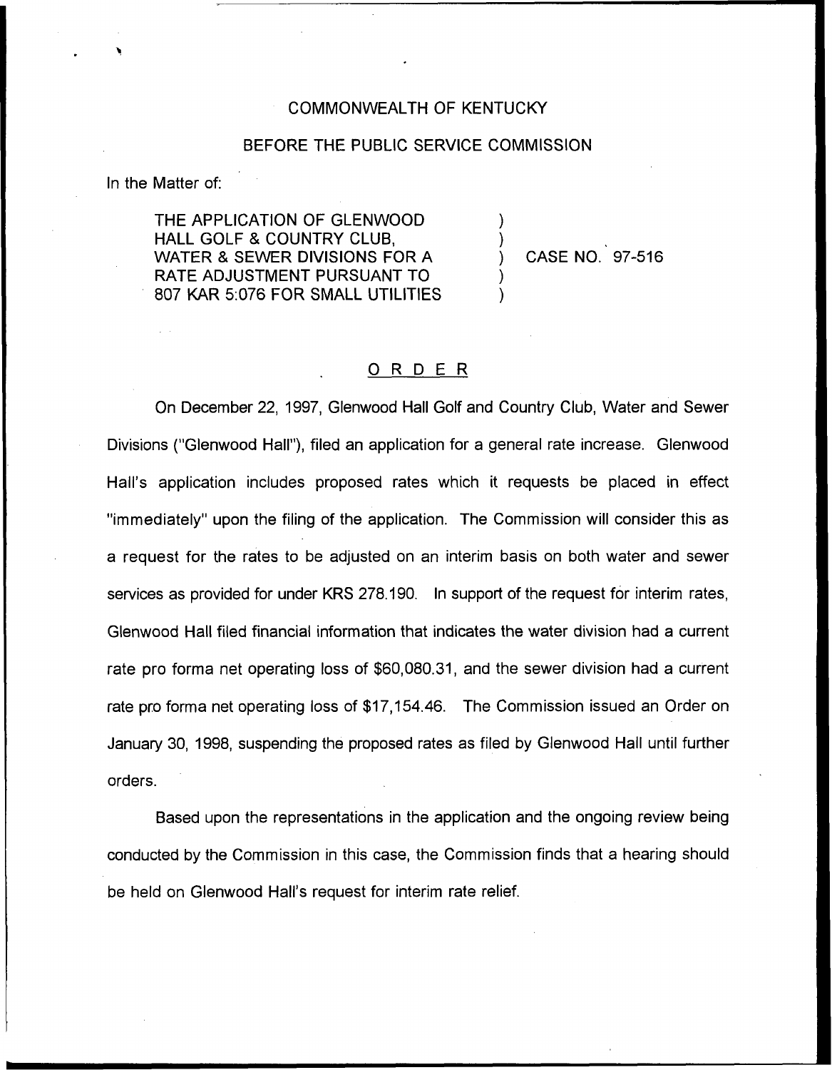COMMONWEALTH OF KENTUCKY

BEFORE THE PUBLIC SERVICE COMMISSION

In the Matter of:

THE APPLICATION OF GLENWOOD HALL GOLF & COUNTRY CLUB, WATER & SEWER DIVISIONS FOR A RATE ADJUSTMENT PURSUANT TO 807 KAR 5:076 FOR SMALL UTILITIES ) CASE NO. 97-516

## O R D E R

On December 22, 1997, Glenwood Hall Golf and Country Club, Water and Sewer Divisions ("Glenwood Hall"), filed an application for a general rate increase. Glenwood Hall's application includes proposed rates which it requests be placed in effect "immediately" upon the filing of the application. The Commission will consider this as a request for the rates to be adjusted on an interim basis on both water and sewer services as provided for under KRS 278.190. In support of the request for interim rates, Glenwood Hall filed financial information that indicates the water division had a current rate pro forma net operating loss of $60,080.31, and the sewer division had a current rate pro forma net operating loss of $17,154.46. The Commission issued an Order on January 30, 1998, suspending the proposed rates as filed by Glenwood Hall until further orders.

Based upon the representations in the application and the ongoing review being conducted by the Commission in this case, the Commission finds that a hearing should be held on Glenwood Hall's request for interim rate relief.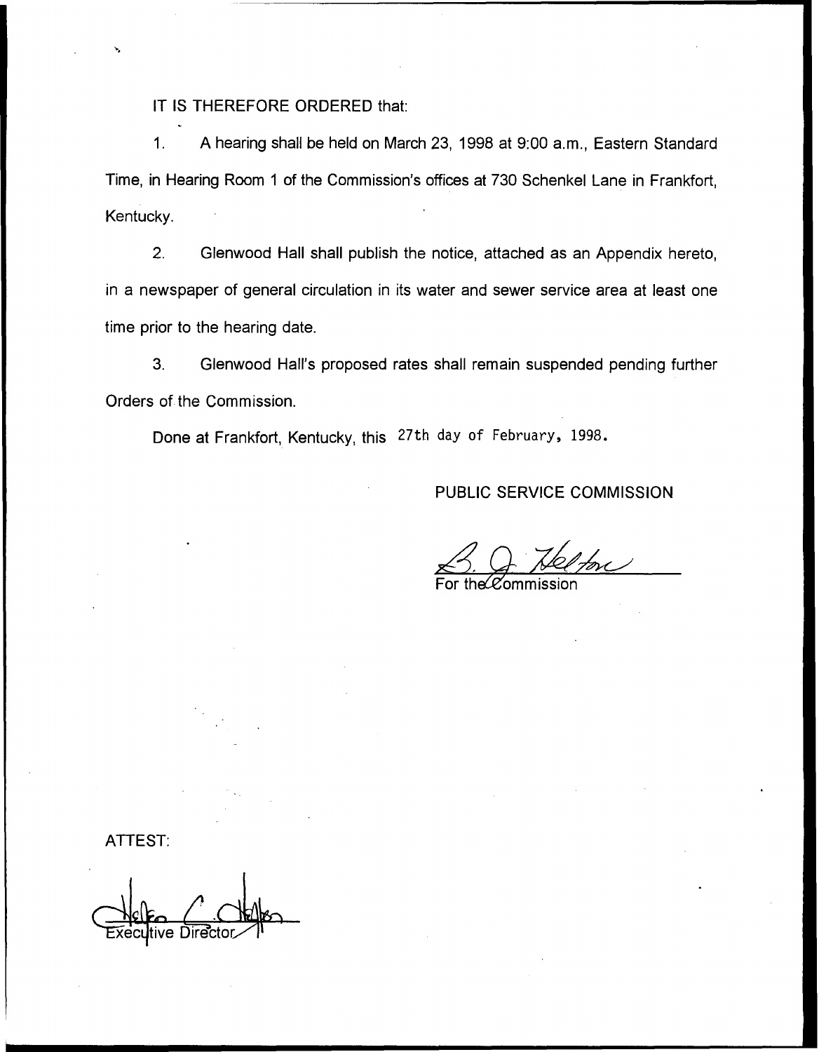IT IS THEREFORE ORDERED that:

1. A hearing shall be held on March 23, 1998 at 9:00 a.m., Eastern Standard Time, in Hearing Room 1 of the Commission's offices at 730 Schenkel Lane in Frankfort, Kentucky.

2. Glenwood Hall shall publish the notice, attached as an Appendix hereto, in a newspaper of general circulation in its water and sewer service area at least one time prior to the hearing date.

3. Glenwood Hall's proposed rates shall remain suspended pending further Orders of the Commission.

Done at Frankfort, Kentucky, this 27th day of February, 1998.

PUBLIC SERVICE COMMISSION

For the Commission

ATTEST:

Executive Director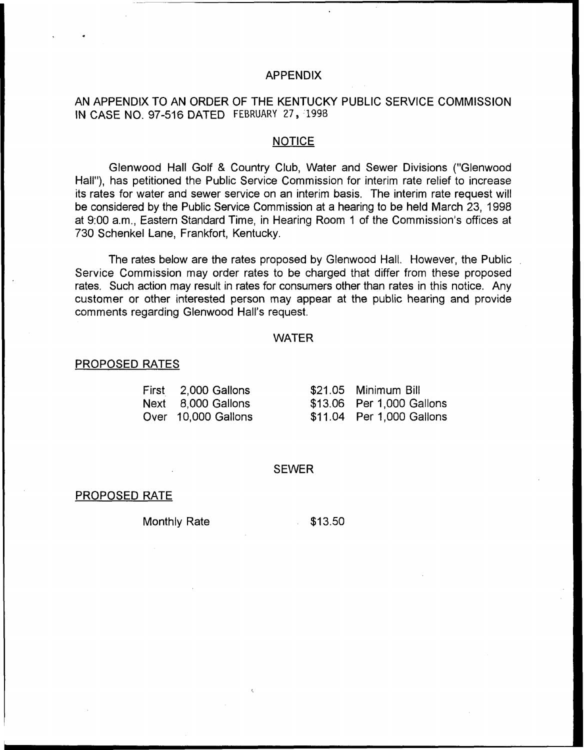# APPENDIX

## AN APPENDIX TO AN ORDER OF THE KENTUCKY PUBLIC SERVICE COMMISSION IN CASE NO. 97-516 DATED FEBRUARY 27, 1998

## NOTICE

Glenwood Hall Golf & Country Club, Water and Sewer Divisions ("Glenwood Hall"), has petitioned the Public Service Commission for interim rate relief to increase its rates for water and sewer service on an interim basis. The interim rate request will be considered by the Public Service Commission at a hearing to be held March 23, 1998 at 9:00 a.m., Eastern Standard Time, in Hearing Room 1 of the Commission's offices at 730 Schenkel Lane, Frankfort, Kentucky.

The rates below are the rates proposed by Glenwood Hall. However, the Public Service Commission may order rates to be charged that differ from these proposed rates. Such action may result in rates for consumers other than rates in this notice. Any customer or other interested person may appear at the public hearing and provide comments regarding Glenwood Hall's request.

## WATER

### PROPOSED RATES

| | | | |
|---|---|---|---|
| First | 2,000 Gallons | $21.05 | Minimum Bill |
| Next | 8,000 Gallons | $13.06 | Per 1,000 Gallons |
| Over | 10,000 Gallons | $11.04 | Per 1,000 Gallons |

## SEWER

### PROPOSED RATE

| | |
|---|---|
| Monthly Rate | $13.50 |